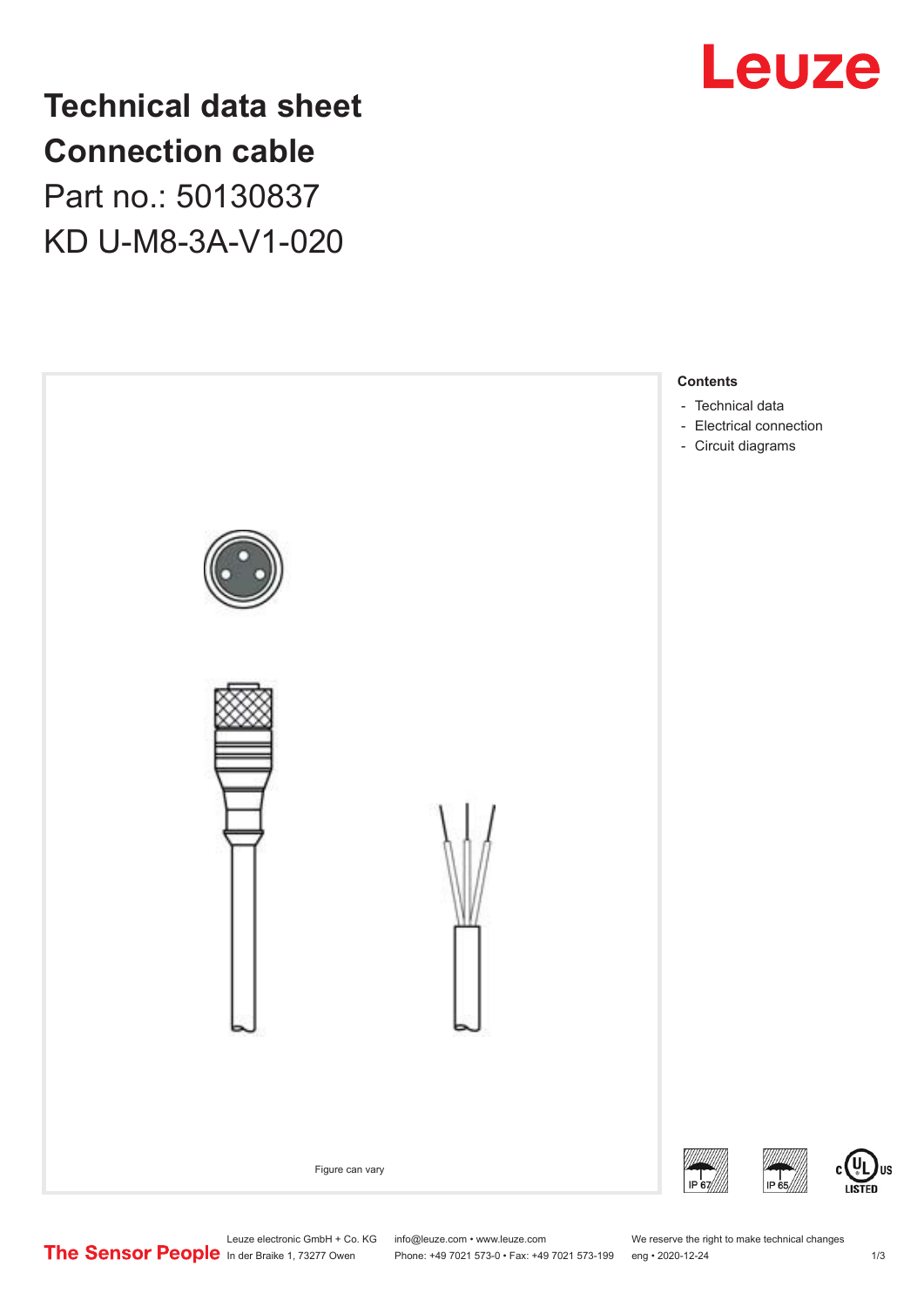# Technical data sheet
# Connection cable

Part no.: 50130837

KD U-M8-3A-V1-020

**Contents**

- Technical data
- Electrical connection
- Circuit diagrams

Figure can vary

IP 67 IP 65 c UL US LISTED

The Sensor People

Leuze electronic GmbH + Co. KG
In der Braike 1, 73277 Owen

info@leuze.com • www.leuze.com
Phone: +49 7021 573-0 • Fax: +49 7021 573-199

We reserve the right to make technical changes
eng • 2020-12-24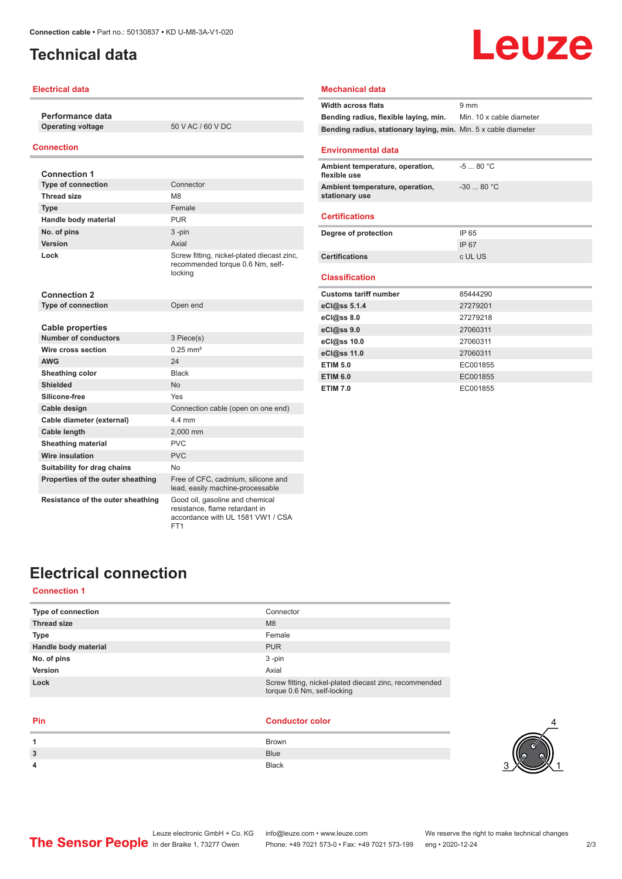# Technical data

## Electrical data

| Performance data | |
|---|---|
| Operating voltage | 50 V AC / 60 V DC |

## Connection

| Connection 1 | |
|---|---|
| Type of connection | Connector |
| Thread size | M8 |
| Type | Female |
| Handle body material | PUR |
| No. of pins | 3 -pin |
| Version | Axial |
| Lock | Screw fitting, nickel-plated diecast zinc, recommended torque 0.6 Nm, self-locking |

| Connection 2 | |
|---|---|
| Type of connection | Open end |

| Cable properties | |
|---|---|
| Number of conductors | 3 Piece(s) |
| Wire cross section | 0.25 mm² |
| AWG | 24 |
| Sheathing color | Black |
| Shielded | No |
| Silicone-free | Yes |
| Cable design | Connection cable (open on one end) |
| Cable diameter (external) | 4.4 mm |
| Cable length | 2,000 mm |
| Sheathing material | PVC |
| Wire insulation | PVC |
| Suitability for drag chains | No |
| Properties of the outer sheathing | Free of CFC, cadmium, silicone and lead, easily machine-processable |
| Resistance of the outer sheathing | Good oil, gasoline and chemical resistance, flame retardant in accordance with UL 1581 VW1 / CSA FT1 |

## Mechanical data

| | |
|---|---|
| Width across flats | 9 mm |
| Bending radius, flexible laying, min. | Min. 10 x cable diameter |
| Bending radius, stationary laying, min. | Min. 5 x cable diameter |

## Environmental data

| | |
|---|---|
| Ambient temperature, operation, flexible use | -5 ... 80 °C |
| Ambient temperature, operation, stationary use | -30 ... 80 °C |

## Certifications

| | |
|---|---|
| Degree of protection | IP 65 |
| | IP 67 |
| Certifications | c UL US |

## Classification

| | |
|---|---|
| Customs tariff number | 85444290 |
| eCl@ss 5.1.4 | 27279201 |
| eCl@ss 8.0 | 27279218 |
| eCl@ss 9.0 | 27060311 |
| eCl@ss 10.0 | 27060311 |
| eCl@ss 11.0 | 27060311 |
| ETIM 5.0 | EC001855 |
| ETIM 6.0 | EC001855 |
| ETIM 7.0 | EC001855 |

# Electrical connection

## Connection 1

| | |
|---|---|
| Type of connection | Connector |
| Thread size | M8 |
| Type | Female |
| Handle body material | PUR |
| No. of pins | 3 -pin |
| Version | Axial |
| Lock | Screw fitting, nickel-plated diecast zinc, recommended torque 0.6 Nm, self-locking |

| Pin | Conductor color |
|---|---|
| 1 | Brown |
| 3 | Blue |
| 4 | Black |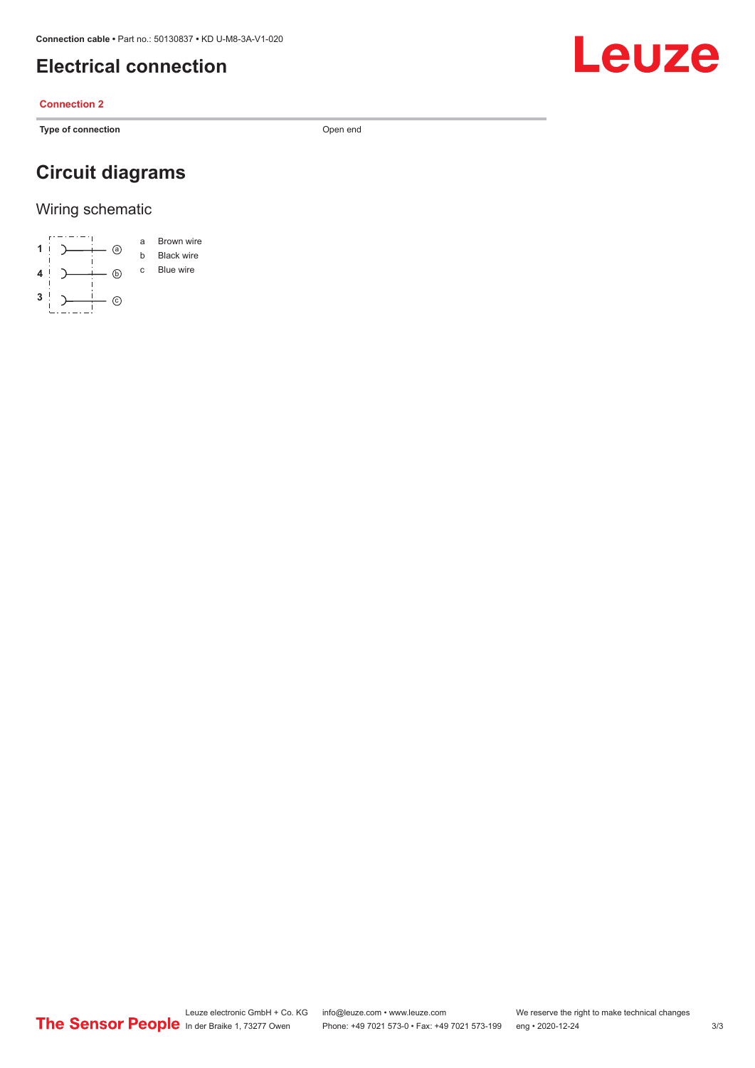# Electrical connection

**Connection 2**

| | |
|---|---|
| **Type of connection** | Open end |

# Circuit diagrams

## Wiring schematic

1
4
3

a
b
c

| | |
|---|---|
| a | Brown wire |
| b | Black wire |
| c | Blue wire |